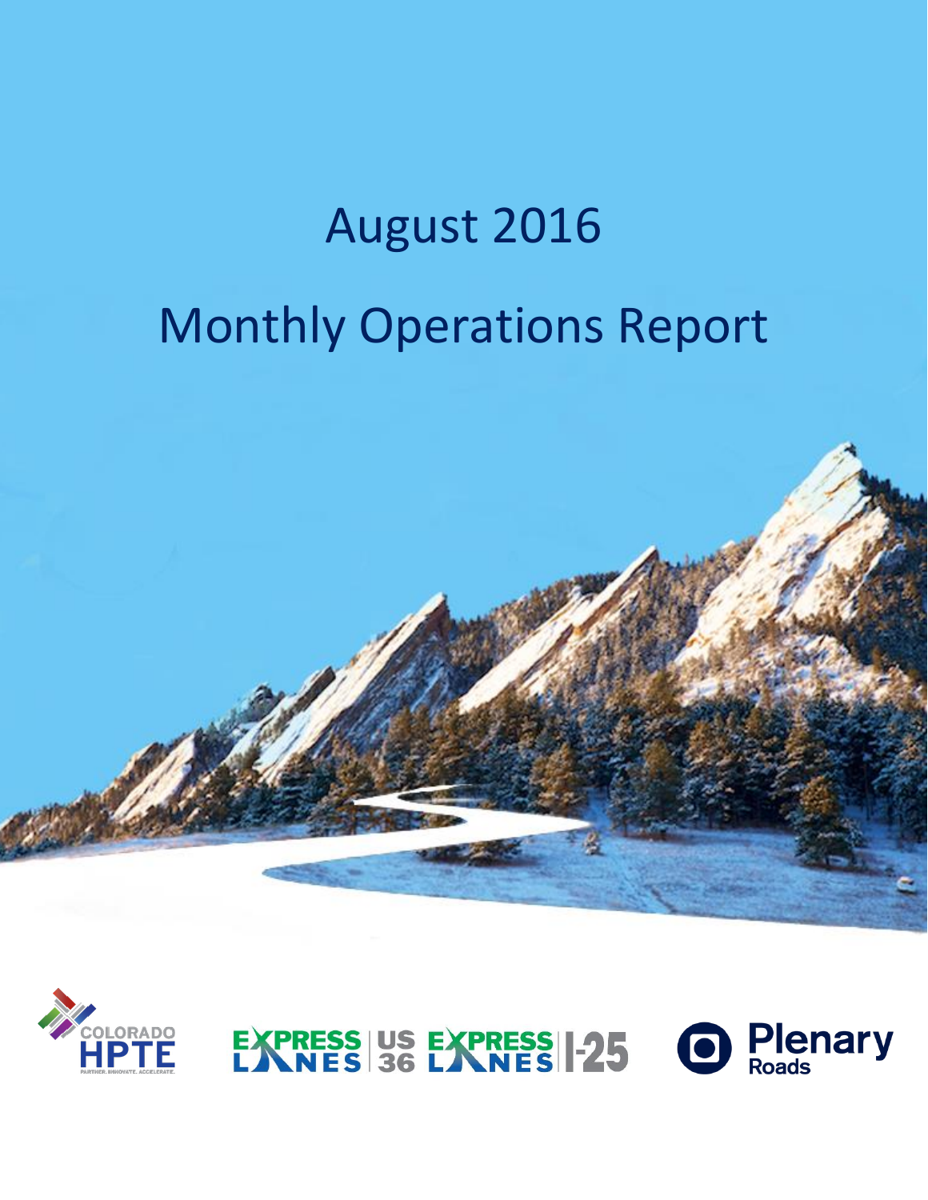# August 2016

# Monthly Operations Report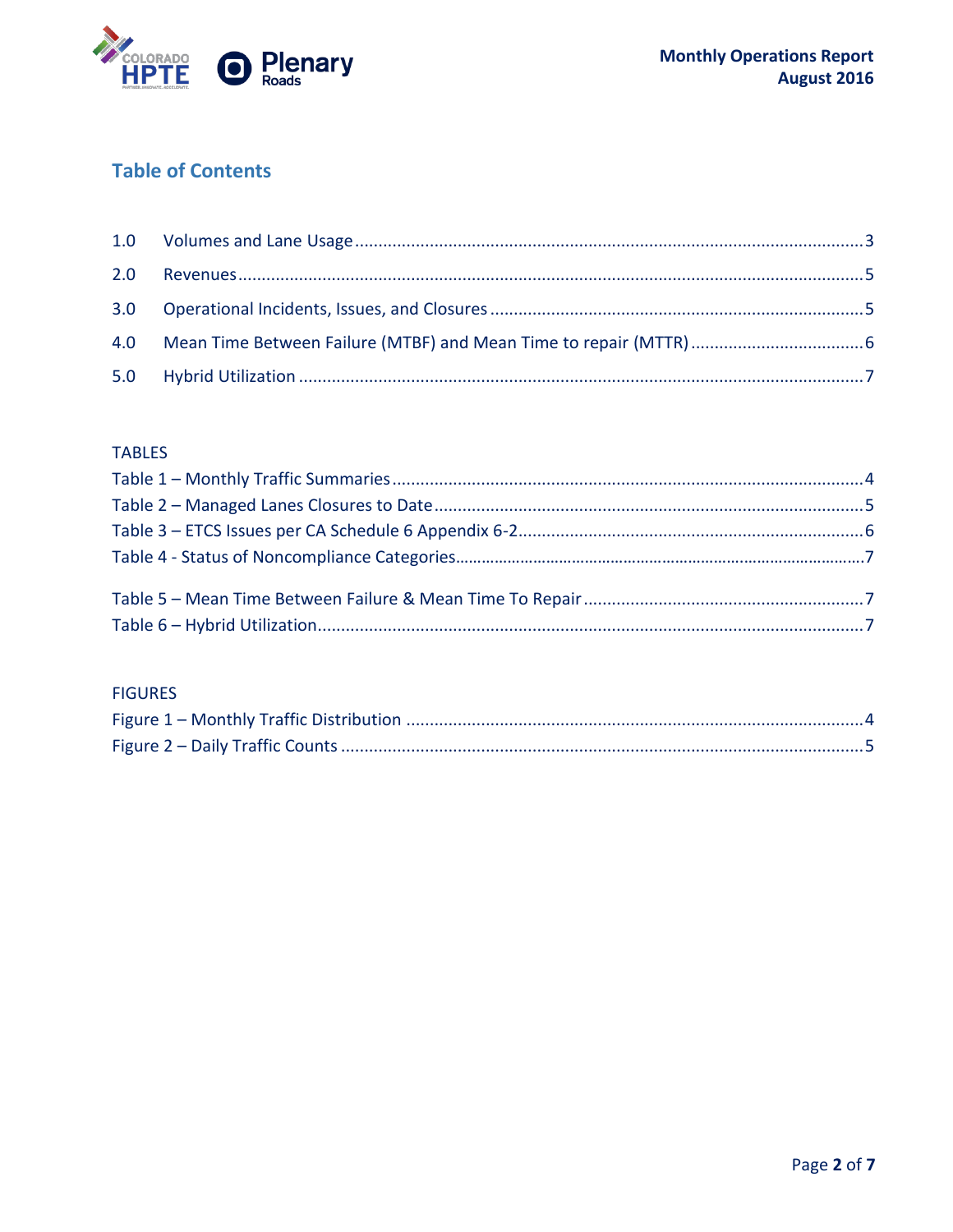## Table of Contents

1.0 Volumes and Lane Usage ........ 3

2.0 Revenues ........ 5

3.0 Operational Incidents, Issues, and Closures ........ 5

4.0 Mean Time Between Failure (MTBF) and Mean Time to repair (MTTR) ........ 6

5.0 Hybrid Utilization ........ 7

TABLES

Table 1 – Monthly Traffic Summaries ........ 4

Table 2 – Managed Lanes Closures to Date ........ 5

Table 3 – ETCS Issues per CA Schedule 6 Appendix 6-2 ........ 6

Table 4 - Status of Noncompliance Categories ........ 7

Table 5 – Mean Time Between Failure & Mean Time To Repair ........ 7

Table 6 – Hybrid Utilization ........ 7

FIGURES

Figure 1 – Monthly Traffic Distribution ........ 4

Figure 2 – Daily Traffic Counts ........ 5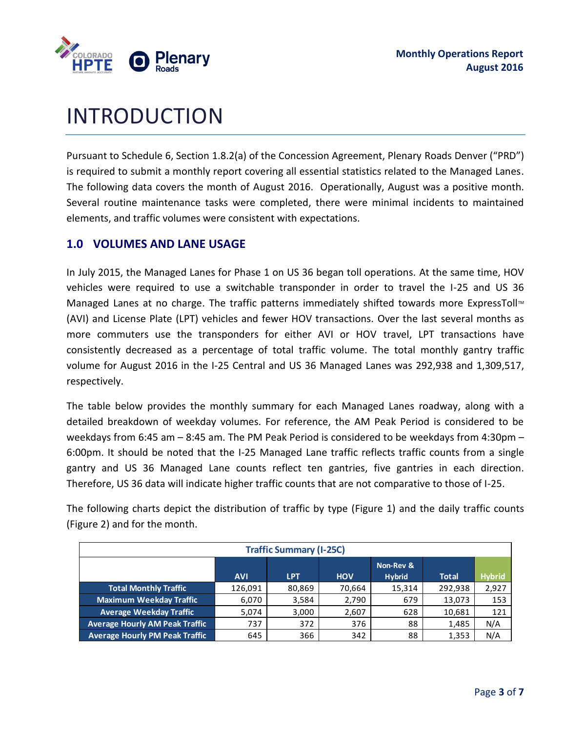# INTRODUCTION

Pursuant to Schedule 6, Section 1.8.2(a) of the Concession Agreement, Plenary Roads Denver ("PRD") is required to submit a monthly report covering all essential statistics related to the Managed Lanes. The following data covers the month of August 2016. Operationally, August was a positive month. Several routine maintenance tasks were completed, there were minimal incidents to maintained elements, and traffic volumes were consistent with expectations.

## 1.0 VOLUMES AND LANE USAGE

In July 2015, the Managed Lanes for Phase 1 on US 36 began toll operations. At the same time, HOV vehicles were required to use a switchable transponder in order to travel the I-25 and US 36 Managed Lanes at no charge. The traffic patterns immediately shifted towards more ExpressToll™ (AVI) and License Plate (LPT) vehicles and fewer HOV transactions. Over the last several months as more commuters use the transponders for either AVI or HOV travel, LPT transactions have consistently decreased as a percentage of total traffic volume. The total monthly gantry traffic volume for August 2016 in the I-25 Central and US 36 Managed Lanes was 292,938 and 1,309,517, respectively.

The table below provides the monthly summary for each Managed Lanes roadway, along with a detailed breakdown of weekday volumes. For reference, the AM Peak Period is considered to be weekdays from 6:45 am – 8:45 am. The PM Peak Period is considered to be weekdays from 4:30pm – 6:00pm. It should be noted that the I-25 Managed Lane traffic reflects traffic counts from a single gantry and US 36 Managed Lane counts reflect ten gantries, five gantries in each direction. Therefore, US 36 data will indicate higher traffic counts that are not comparative to those of I-25.

The following charts depict the distribution of traffic by type (Figure 1) and the daily traffic counts (Figure 2) and for the month.

| Traffic Summary (I-25C) | | | | | | |
|---|---|---|---|---|---|---|
| | AVI | LPT | HOV | Non-Rev & Hybrid | Total | Hybrid |
| Total Monthly Traffic | 126,091 | 80,869 | 70,664 | 15,314 | 292,938 | 2,927 |
| Maximum Weekday Traffic | 6,070 | 3,584 | 2,790 | 679 | 13,073 | 153 |
| Average Weekday Traffic | 5,074 | 3,000 | 2,607 | 628 | 10,681 | 121 |
| Average Hourly AM Peak Traffic | 737 | 372 | 376 | 88 | 1,485 | N/A |
| Average Hourly PM Peak Traffic | 645 | 366 | 342 | 88 | 1,353 | N/A |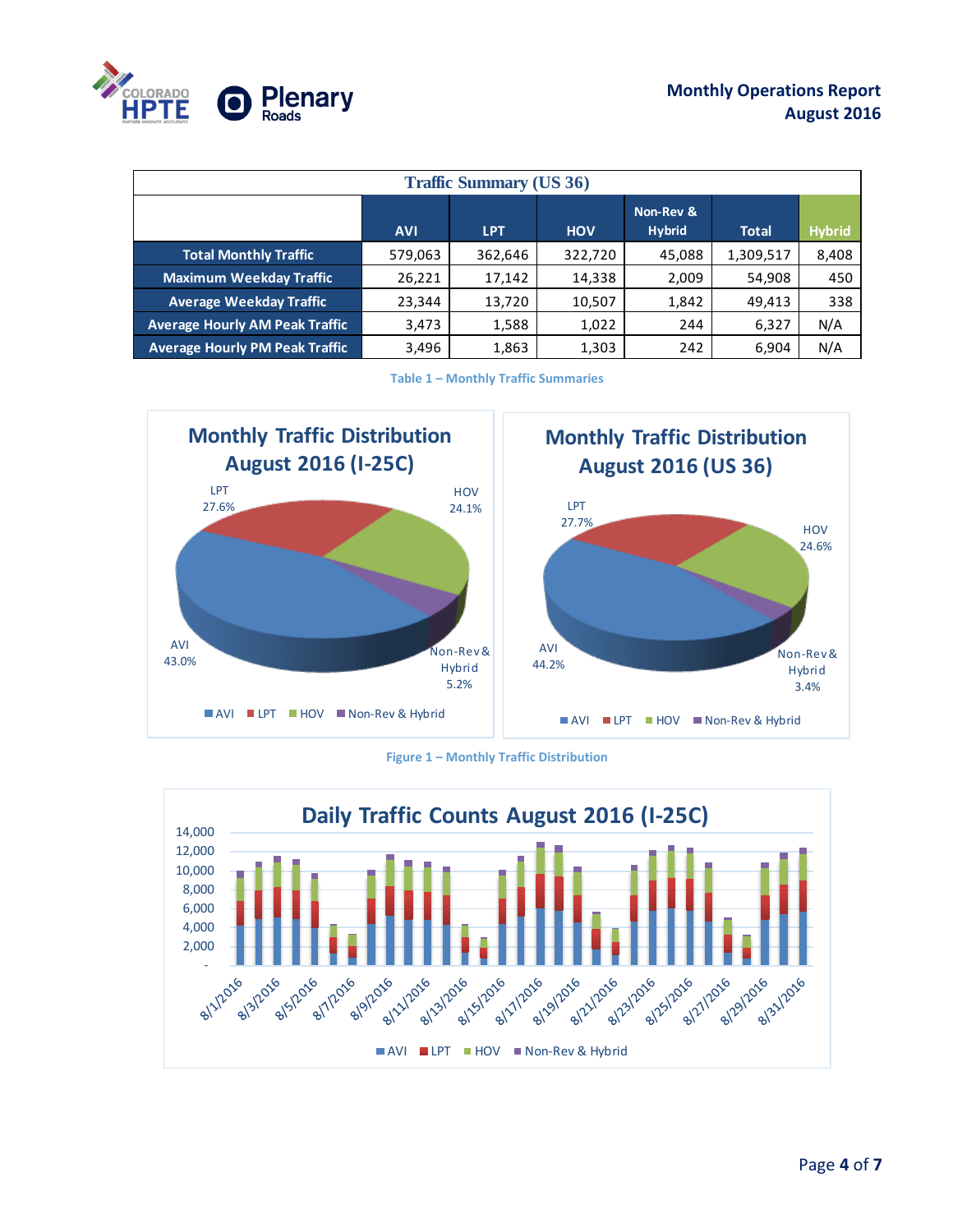| Traffic Summary (US 36) | | | | | | |
|---|---|---|---|---|---|---|
| | AVI | LPT | HOV | Non-Rev & Hybrid | Total | Hybrid |
| Total Monthly Traffic | 579,063 | 362,646 | 322,720 | 45,088 | 1,309,517 | 8,408 |
| Maximum Weekday Traffic | 26,221 | 17,142 | 14,338 | 2,009 | 54,908 | 450 |
| Average Weekday Traffic | 23,344 | 13,720 | 10,507 | 1,842 | 49,413 | 338 |
| Average Hourly AM Peak Traffic | 3,473 | 1,588 | 1,022 | 244 | 6,327 | N/A |
| Average Hourly PM Peak Traffic | 3,496 | 1,863 | 1,303 | 242 | 6,904 | N/A |

Table 1 – Monthly Traffic Summaries

**Monthly Traffic Distribution August 2016 (I-25C)**

AVI 43.0%, LPT 27.6%, HOV 24.1%, Non-Rev & Hybrid 5.2%

**Monthly Traffic Distribution August 2016 (US 36)**

AVI 44.2%, LPT 27.7%, HOV 24.6%, Non-Rev & Hybrid 3.4%

Figure 1 – Monthly Traffic Distribution

**Daily Traffic Counts August 2016 (I-25C)**

Legend: AVI, LPT, HOV, Non-Rev & Hybrid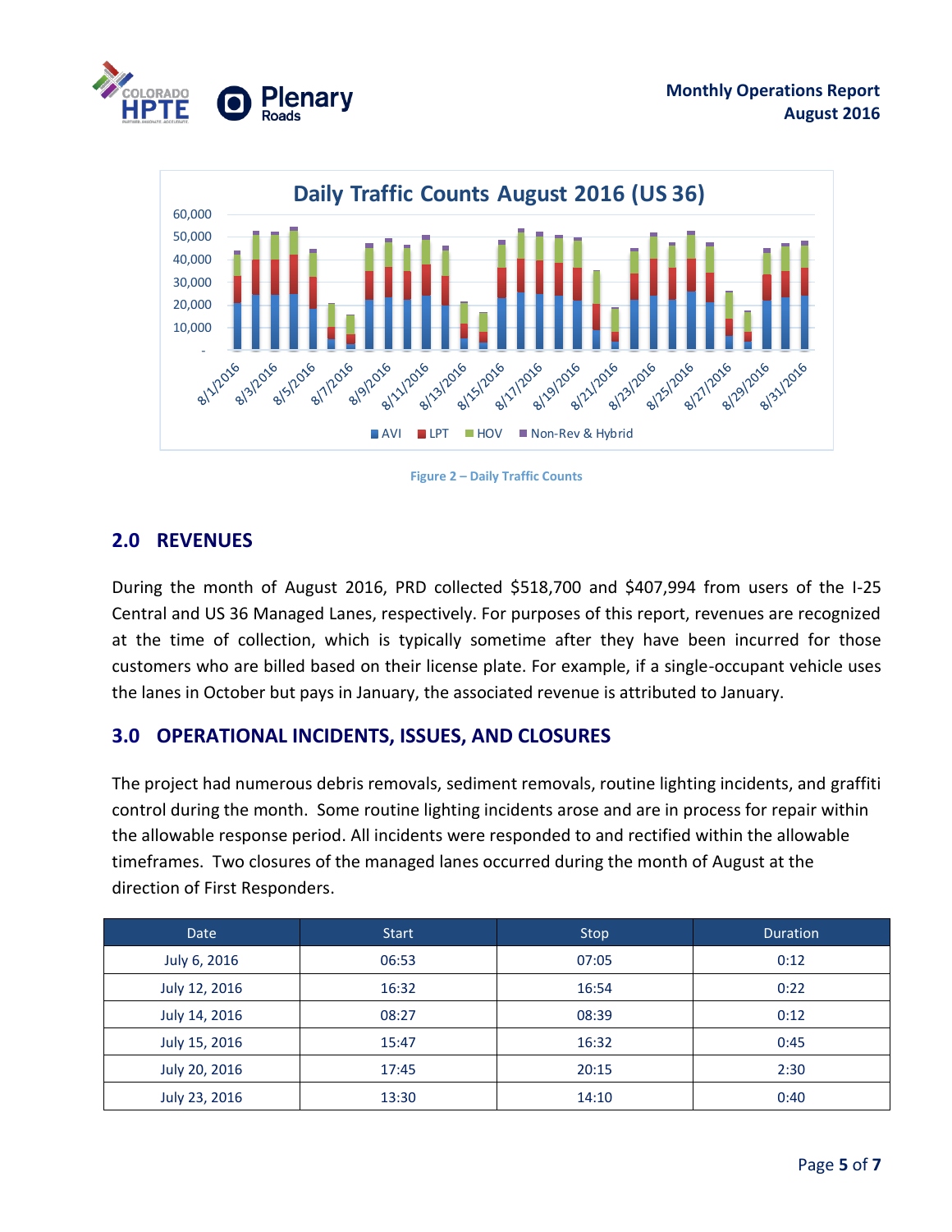Daily Traffic Counts August 2016 (US 36)

Figure 2 – Daily Traffic Counts

## 2.0 REVENUES

During the month of August 2016, PRD collected $518,700 and $407,994 from users of the I-25 Central and US 36 Managed Lanes, respectively. For purposes of this report, revenues are recognized at the time of collection, which is typically sometime after they have been incurred for those customers who are billed based on their license plate. For example, if a single-occupant vehicle uses the lanes in October but pays in January, the associated revenue is attributed to January.

## 3.0 OPERATIONAL INCIDENTS, ISSUES, AND CLOSURES

The project had numerous debris removals, sediment removals, routine lighting incidents, and graffiti control during the month. Some routine lighting incidents arose and are in process for repair within the allowable response period. All incidents were responded to and rectified within the allowable timeframes. Two closures of the managed lanes occurred during the month of August at the direction of First Responders.

| Date | Start | Stop | Duration |
|---|---|---|---|
| July 6, 2016 | 06:53 | 07:05 | 0:12 |
| July 12, 2016 | 16:32 | 16:54 | 0:22 |
| July 14, 2016 | 08:27 | 08:39 | 0:12 |
| July 15, 2016 | 15:47 | 16:32 | 0:45 |
| July 20, 2016 | 17:45 | 20:15 | 2:30 |
| July 23, 2016 | 13:30 | 14:10 | 0:40 |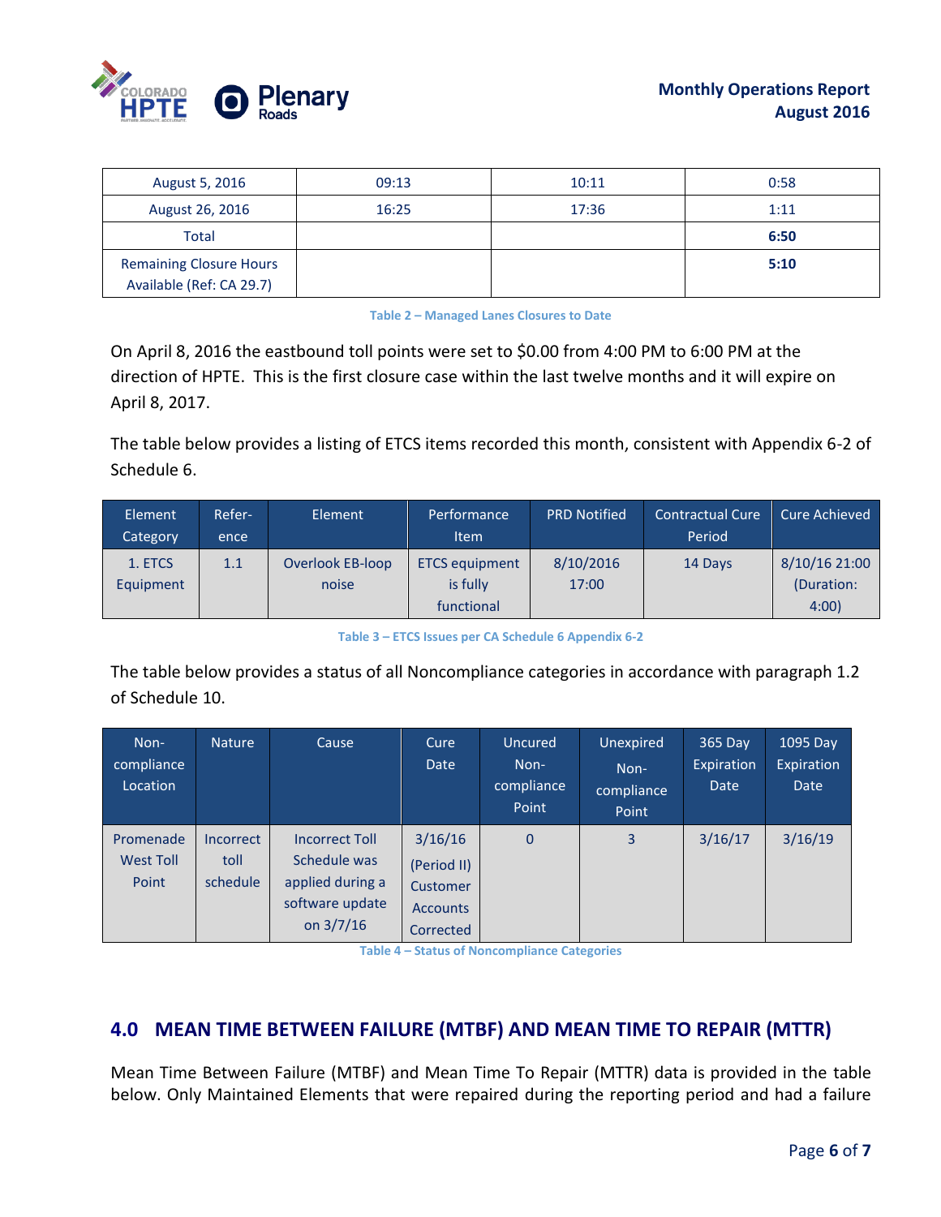| | | | |
|---|---|---|---|
| August 5, 2016 | 09:13 | 10:11 | 0:58 |
| August 26, 2016 | 16:25 | 17:36 | 1:11 |
| Total | | | **6:50** |
| Remaining Closure Hours Available (Ref: CA 29.7) | | | **5:10** |

Table 2 – Managed Lanes Closures to Date

On April 8, 2016 the eastbound toll points were set to $0.00 from 4:00 PM to 6:00 PM at the direction of HPTE. This is the first closure case within the last twelve months and it will expire on April 8, 2017.

The table below provides a listing of ETCS items recorded this month, consistent with Appendix 6-2 of Schedule 6.

| Element Category | Reference | Element | Performance Item | PRD Notified | Contractual Cure Period | Cure Achieved |
|---|---|---|---|---|---|---|
| 1. ETCS Equipment | 1.1 | Overlook EB-loop noise | ETCS equipment is fully functional | 8/10/2016 17:00 | 14 Days | 8/10/16 21:00 (Duration: 4:00) |

Table 3 – ETCS Issues per CA Schedule 6 Appendix 6-2

The table below provides a status of all Noncompliance categories in accordance with paragraph 1.2 of Schedule 10.

| Non-compliance Location | Nature | Cause | Cure Date | Uncured Non-compliance Point | Unexpired Non-compliance Point | 365 Day Expiration Date | 1095 Day Expiration Date |
|---|---|---|---|---|---|---|---|
| Promenade West Toll Point | Incorrect toll schedule | Incorrect Toll Schedule was applied during a software update on 3/7/16 | 3/16/16 (Period II) Customer Accounts Corrected | 0 | 3 | 3/16/17 | 3/16/19 |

Table 4 – Status of Noncompliance Categories

## 4.0 MEAN TIME BETWEEN FAILURE (MTBF) AND MEAN TIME TO REPAIR (MTTR)

Mean Time Between Failure (MTBF) and Mean Time To Repair (MTTR) data is provided in the table below. Only Maintained Elements that were repaired during the reporting period and had a failure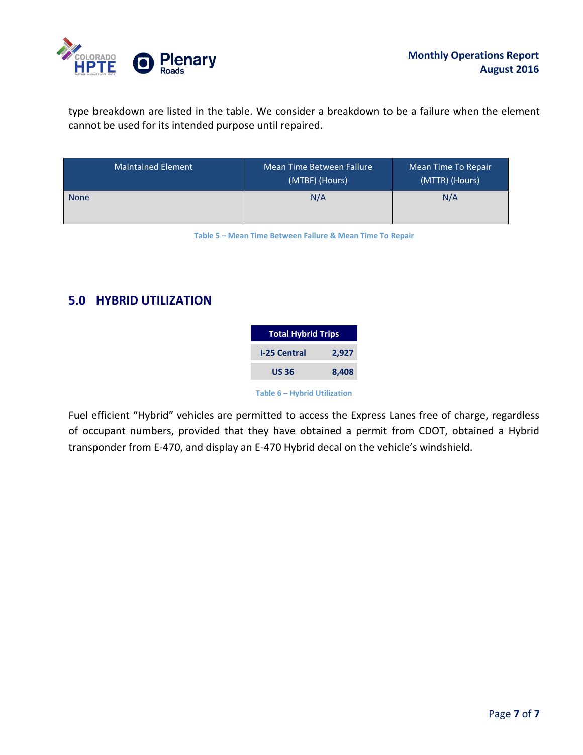type breakdown are listed in the table. We consider a breakdown to be a failure when the element cannot be used for its intended purpose until repaired.

| Maintained Element | Mean Time Between Failure (MTBF) (Hours) | Mean Time To Repair (MTTR) (Hours) |
|---|---|---|
| None | N/A | N/A |

Table 5 – Mean Time Between Failure & Mean Time To Repair

## 5.0 HYBRID UTILIZATION

| Total Hybrid Trips | |
|---|---|
| I-25 Central | 2,927 |
| US 36 | 8,408 |

Table 6 – Hybrid Utilization

Fuel efficient "Hybrid" vehicles are permitted to access the Express Lanes free of charge, regardless of occupant numbers, provided that they have obtained a permit from CDOT, obtained a Hybrid transponder from E-470, and display an E-470 Hybrid decal on the vehicle's windshield.